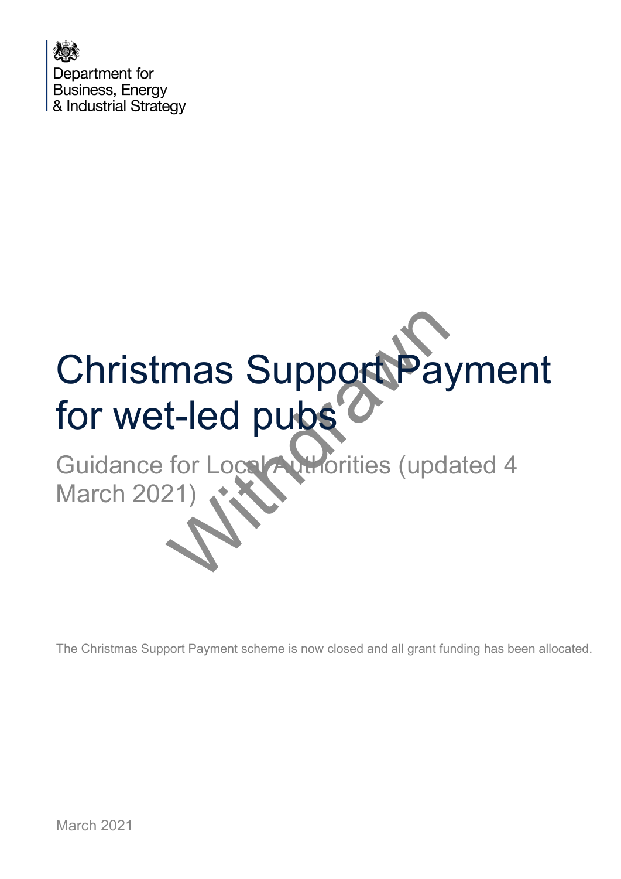Department for Business, Energy & Industrial Strategy

# Christmas Support Payment for wet-led pubs

## Guidance for Local Authorities (updated 4 March 2021)

Withdrawn

The Christmas Support Payment scheme is now closed and all grant funding has been allocated.

March 2021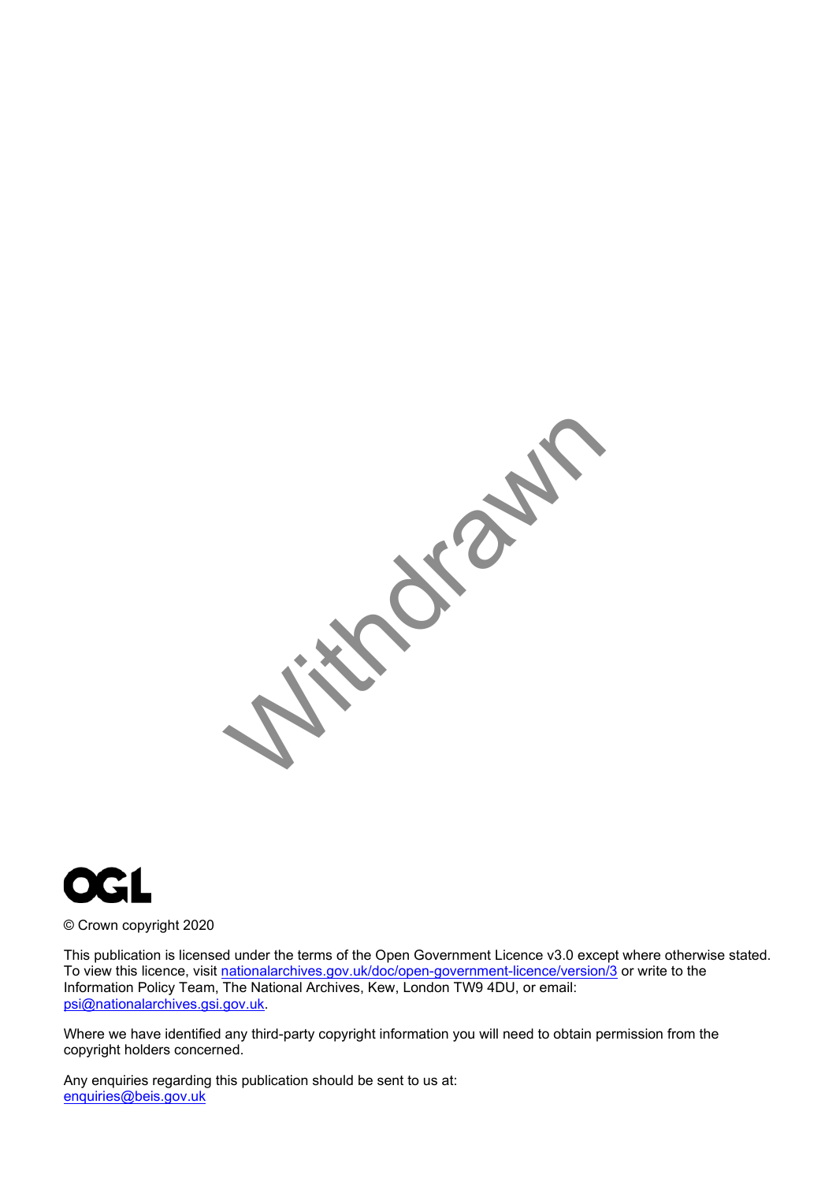Withdrawn

OGL

© Crown copyright 2020

This publication is licensed under the terms of the Open Government Licence v3.0 except where otherwise stated. To view this licence, visit [nationalarchives.gov.uk/doc/open-government-licence/version/3](nationalarchives.gov.uk/doc/open-government-licence/version/3) or write to the Information Policy Team, The National Archives, Kew, London TW9 4DU, or email: [psi@nationalarchives.gsi.gov.uk](mailto:psi@nationalarchives.gsi.gov.uk).

Where we have identified any third-party copyright information you will need to obtain permission from the copyright holders concerned.

Any enquiries regarding this publication should be sent to us at:
[enquiries@beis.gov.uk](mailto:enquiries@beis.gov.uk)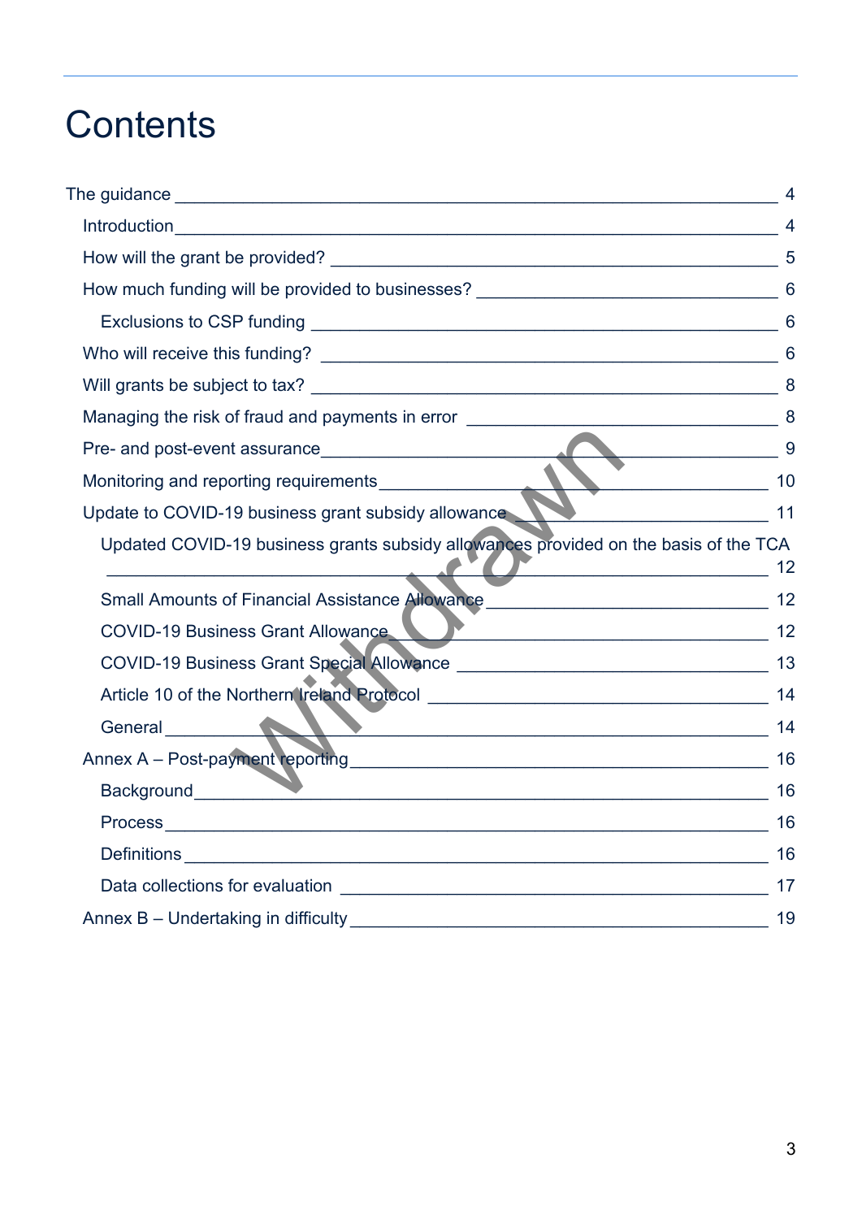# Contents

- The guidance — 4
  - Introduction — 4
  - How will the grant be provided? — 5
  - How much funding will be provided to businesses? — 6
    - Exclusions to CSP funding — 6
  - Who will receive this funding? — 6
  - Will grants be subject to tax? — 8
  - Managing the risk of fraud and payments in error — 8
  - Pre- and post-event assurance — 9
  - Monitoring and reporting requirements — 10
  - Update to COVID-19 business grant subsidy allowance — 11
    - Updated COVID-19 business grants subsidy allowances provided on the basis of the TCA — 12
    - Small Amounts of Financial Assistance Allowance — 12
    - COVID-19 Business Grant Allowance — 12
    - COVID-19 Business Grant Special Allowance — 13
    - Article 10 of the Northern Ireland Protocol — 14
    - General — 14
  - Annex A – Post-payment reporting — 16
    - Background — 16
    - Process — 16
    - Definitions — 16
    - Data collections for evaluation — 17
  - Annex B – Undertaking in difficulty — 19

Withdrawn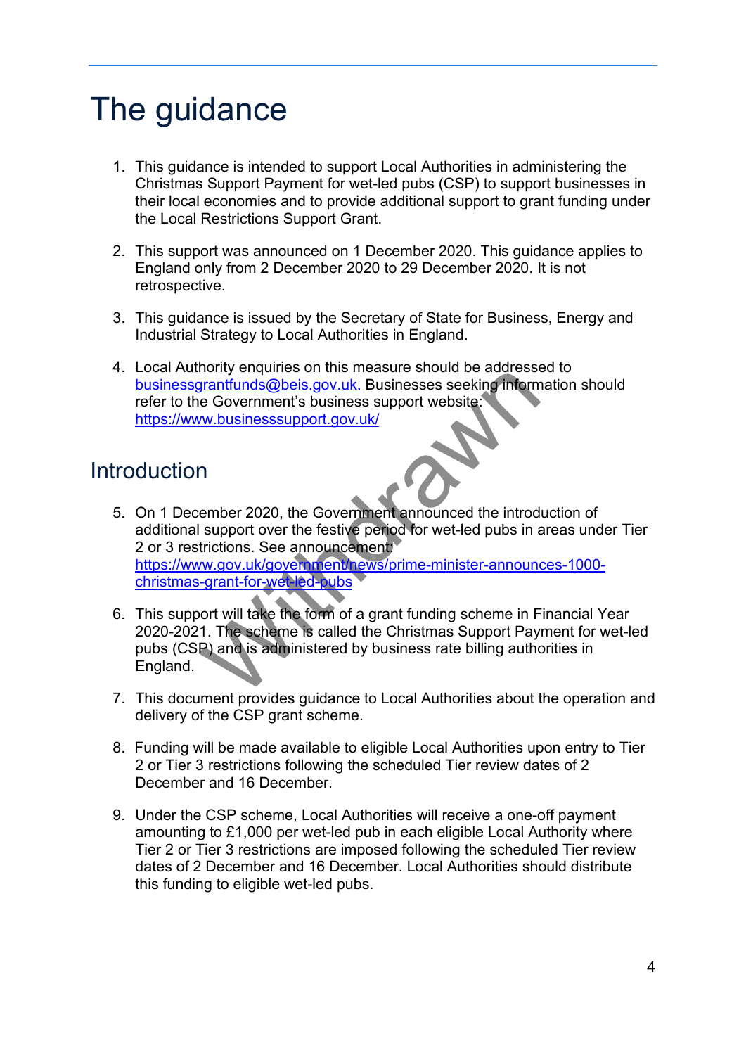# The guidance

1. This guidance is intended to support Local Authorities in administering the Christmas Support Payment for wet-led pubs (CSP) to support businesses in their local economies and to provide additional support to grant funding under the Local Restrictions Support Grant.

2. This support was announced on 1 December 2020. This guidance applies to England only from 2 December 2020 to 29 December 2020. It is not retrospective.

3. This guidance is issued by the Secretary of State for Business, Energy and Industrial Strategy to Local Authorities in England.

4. Local Authority enquiries on this measure should be addressed to businessgrantfunds@beis.gov.uk. Businesses seeking information should refer to the Government's business support website: https://www.businesssupport.gov.uk/

## Introduction

5. On 1 December 2020, the Government announced the introduction of additional support over the festive period for wet-led pubs in areas under Tier 2 or 3 restrictions. See announcement: https://www.gov.uk/government/news/prime-minister-announces-1000-christmas-grant-for-wet-led-pubs

6. This support will take the form of a grant funding scheme in Financial Year 2020-2021. The scheme is called the Christmas Support Payment for wet-led pubs (CSP) and is administered by business rate billing authorities in England.

7. This document provides guidance to Local Authorities about the operation and delivery of the CSP grant scheme.

8. Funding will be made available to eligible Local Authorities upon entry to Tier 2 or Tier 3 restrictions following the scheduled Tier review dates of 2 December and 16 December.

9. Under the CSP scheme, Local Authorities will receive a one-off payment amounting to £1,000 per wet-led pub in each eligible Local Authority where Tier 2 or Tier 3 restrictions are imposed following the scheduled Tier review dates of 2 December and 16 December. Local Authorities should distribute this funding to eligible wet-led pubs.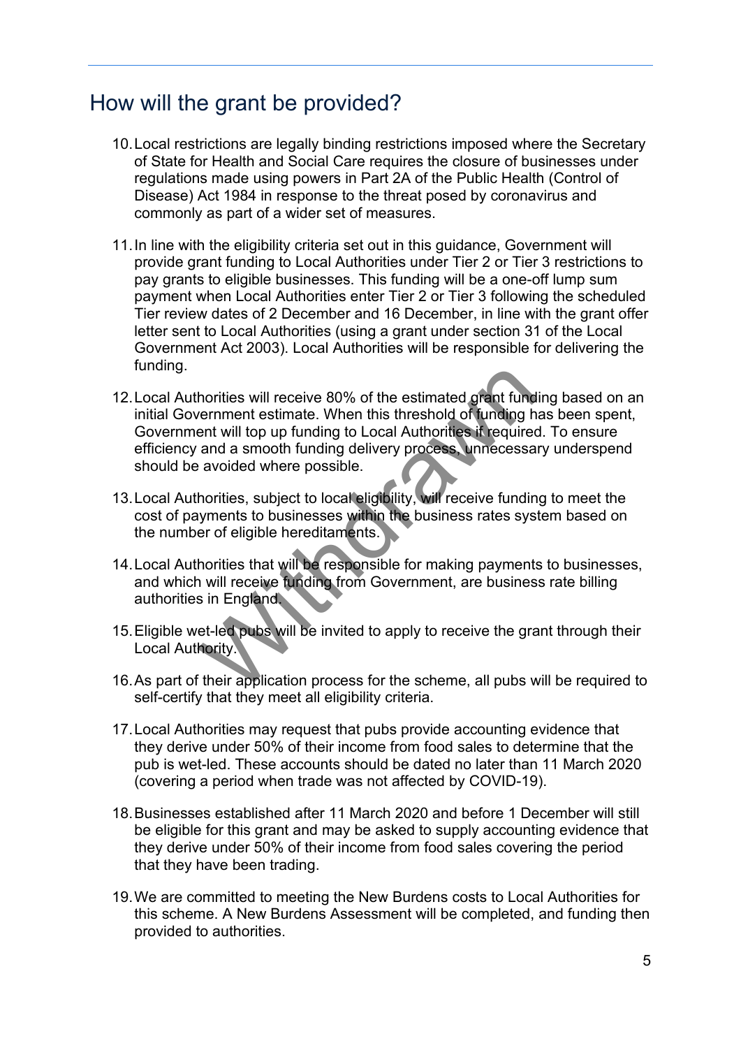## How will the grant be provided?

10. Local restrictions are legally binding restrictions imposed where the Secretary of State for Health and Social Care requires the closure of businesses under regulations made using powers in Part 2A of the Public Health (Control of Disease) Act 1984 in response to the threat posed by coronavirus and commonly as part of a wider set of measures.

11. In line with the eligibility criteria set out in this guidance, Government will provide grant funding to Local Authorities under Tier 2 or Tier 3 restrictions to pay grants to eligible businesses. This funding will be a one-off lump sum payment when Local Authorities enter Tier 2 or Tier 3 following the scheduled Tier review dates of 2 December and 16 December, in line with the grant offer letter sent to Local Authorities (using a grant under section 31 of the Local Government Act 2003). Local Authorities will be responsible for delivering the funding.

12. Local Authorities will receive 80% of the estimated grant funding based on an initial Government estimate. When this threshold of funding has been spent, Government will top up funding to Local Authorities if required. To ensure efficiency and a smooth funding delivery process, unnecessary underspend should be avoided where possible.

13. Local Authorities, subject to local eligibility, will receive funding to meet the cost of payments to businesses within the business rates system based on the number of eligible hereditaments.

14. Local Authorities that will be responsible for making payments to businesses, and which will receive funding from Government, are business rate billing authorities in England.

15. Eligible wet-led pubs will be invited to apply to receive the grant through their Local Authority.

16. As part of their application process for the scheme, all pubs will be required to self-certify that they meet all eligibility criteria.

17. Local Authorities may request that pubs provide accounting evidence that they derive under 50% of their income from food sales to determine that the pub is wet-led. These accounts should be dated no later than 11 March 2020 (covering a period when trade was not affected by COVID-19).

18. Businesses established after 11 March 2020 and before 1 December will still be eligible for this grant and may be asked to supply accounting evidence that they derive under 50% of their income from food sales covering the period that they have been trading.

19. We are committed to meeting the New Burdens costs to Local Authorities for this scheme. A New Burdens Assessment will be completed, and funding then provided to authorities.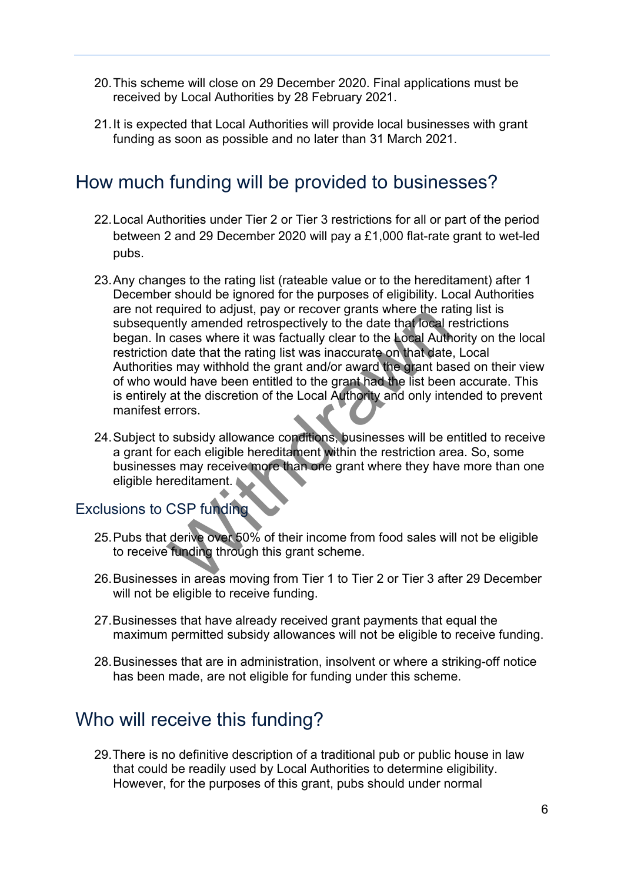20. This scheme will close on 29 December 2020. Final applications must be received by Local Authorities by 28 February 2021.

21. It is expected that Local Authorities will provide local businesses with grant funding as soon as possible and no later than 31 March 2021.

## How much funding will be provided to businesses?

22. Local Authorities under Tier 2 or Tier 3 restrictions for all or part of the period between 2 and 29 December 2020 will pay a £1,000 flat-rate grant to wet-led pubs.

23. Any changes to the rating list (rateable value or to the hereditament) after 1 December should be ignored for the purposes of eligibility. Local Authorities are not required to adjust, pay or recover grants where the rating list is subsequently amended retrospectively to the date that local restrictions began. In cases where it was factually clear to the Local Authority on the local restriction date that the rating list was inaccurate on that date, Local Authorities may withhold the grant and/or award the grant based on their view of who would have been entitled to the grant had the list been accurate. This is entirely at the discretion of the Local Authority and only intended to prevent manifest errors.

24. Subject to subsidy allowance conditions, businesses will be entitled to receive a grant for each eligible hereditament within the restriction area. So, some businesses may receive more than one grant where they have more than one eligible hereditament.

### Exclusions to CSP funding

25. Pubs that derive over 50% of their income from food sales will not be eligible to receive funding through this grant scheme.

26. Businesses in areas moving from Tier 1 to Tier 2 or Tier 3 after 29 December will not be eligible to receive funding.

27. Businesses that have already received grant payments that equal the maximum permitted subsidy allowances will not be eligible to receive funding.

28. Businesses that are in administration, insolvent or where a striking-off notice has been made, are not eligible for funding under this scheme.

## Who will receive this funding?

29. There is no definitive description of a traditional pub or public house in law that could be readily used by Local Authorities to determine eligibility. However, for the purposes of this grant, pubs should under normal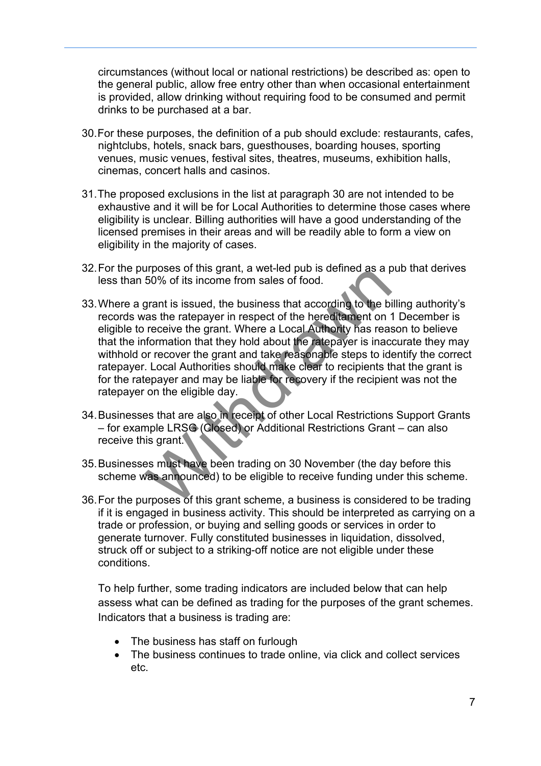circumstances (without local or national restrictions) be described as: open to the general public, allow free entry other than when occasional entertainment is provided, allow drinking without requiring food to be consumed and permit drinks to be purchased at a bar.

30. For these purposes, the definition of a pub should exclude: restaurants, cafes, nightclubs, hotels, snack bars, guesthouses, boarding houses, sporting venues, music venues, festival sites, theatres, museums, exhibition halls, cinemas, concert halls and casinos.

31. The proposed exclusions in the list at paragraph 30 are not intended to be exhaustive and it will be for Local Authorities to determine those cases where eligibility is unclear. Billing authorities will have a good understanding of the licensed premises in their areas and will be readily able to form a view on eligibility in the majority of cases.

32. For the purposes of this grant, a wet-led pub is defined as a pub that derives less than 50% of its income from sales of food.

33. Where a grant is issued, the business that according to the billing authority's records was the ratepayer in respect of the hereditament on 1 December is eligible to receive the grant. Where a Local Authority has reason to believe that the information that they hold about the ratepayer is inaccurate they may withhold or recover the grant and take reasonable steps to identify the correct ratepayer. Local Authorities should make clear to recipients that the grant is for the ratepayer and may be liable for recovery if the recipient was not the ratepayer on the eligible day.

34. Businesses that are also in receipt of other Local Restrictions Support Grants – for example LRSG (Closed) or Additional Restrictions Grant – can also receive this grant.

35. Businesses must have been trading on 30 November (the day before this scheme was announced) to be eligible to receive funding under this scheme.

36. For the purposes of this grant scheme, a business is considered to be trading if it is engaged in business activity. This should be interpreted as carrying on a trade or profession, or buying and selling goods or services in order to generate turnover. Fully constituted businesses in liquidation, dissolved, struck off or subject to a striking-off notice are not eligible under these conditions.

    To help further, some trading indicators are included below that can help assess what can be defined as trading for the purposes of the grant schemes. Indicators that a business is trading are:

    - The business has staff on furlough
    - The business continues to trade online, via click and collect services etc.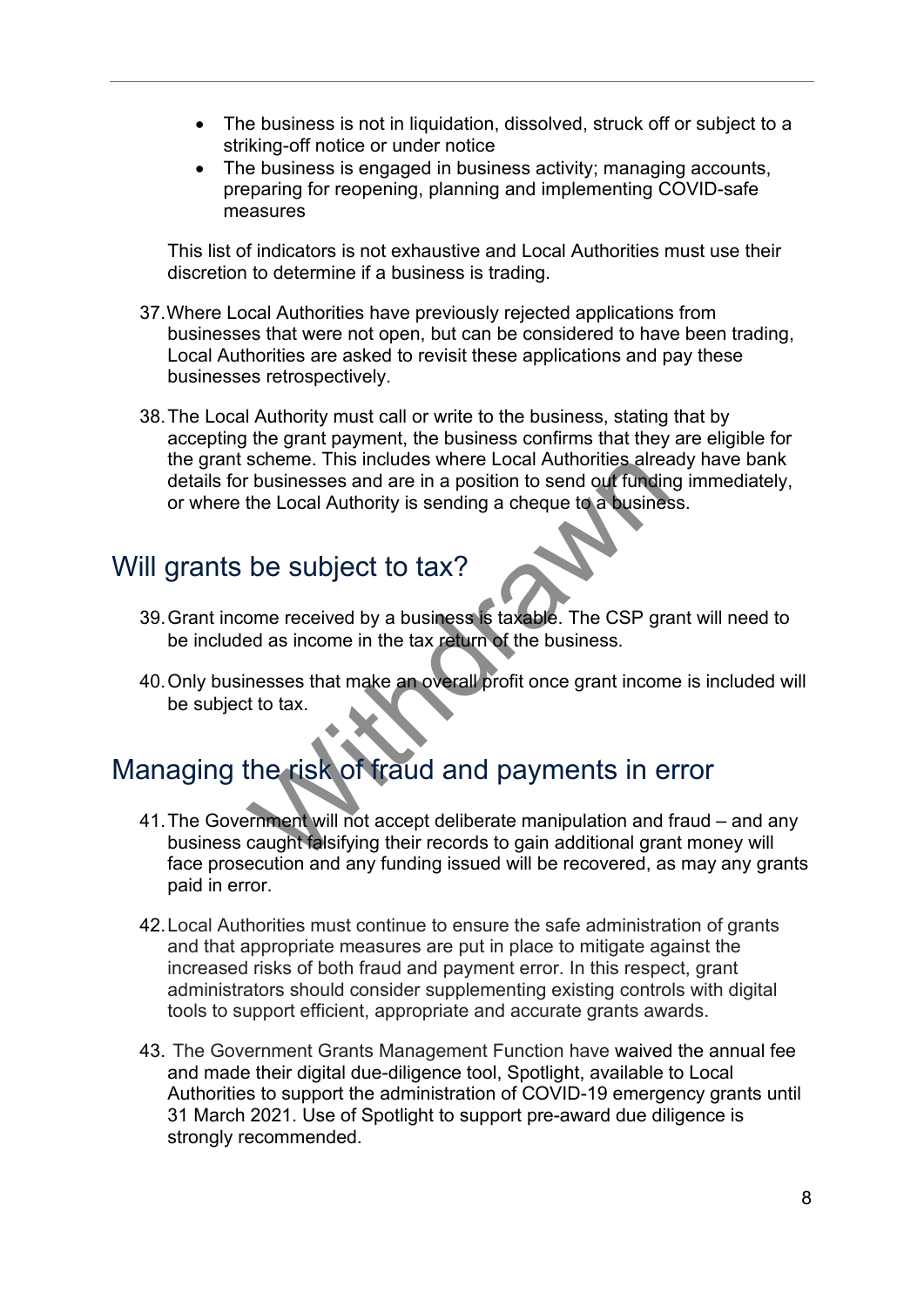- The business is not in liquidation, dissolved, struck off or subject to a striking-off notice or under notice
- The business is engaged in business activity; managing accounts, preparing for reopening, planning and implementing COVID-safe measures

This list of indicators is not exhaustive and Local Authorities must use their discretion to determine if a business is trading.

37. Where Local Authorities have previously rejected applications from businesses that were not open, but can be considered to have been trading, Local Authorities are asked to revisit these applications and pay these businesses retrospectively.

38. The Local Authority must call or write to the business, stating that by accepting the grant payment, the business confirms that they are eligible for the grant scheme. This includes where Local Authorities already have bank details for businesses and are in a position to send out funding immediately, or where the Local Authority is sending a cheque to a business.

## Will grants be subject to tax?

39. Grant income received by a business is taxable. The CSP grant will need to be included as income in the tax return of the business.

40. Only businesses that make an overall profit once grant income is included will be subject to tax.

## Managing the risk of fraud and payments in error

41. The Government will not accept deliberate manipulation and fraud – and any business caught falsifying their records to gain additional grant money will face prosecution and any funding issued will be recovered, as may any grants paid in error.

42. Local Authorities must continue to ensure the safe administration of grants and that appropriate measures are put in place to mitigate against the increased risks of both fraud and payment error. In this respect, grant administrators should consider supplementing existing controls with digital tools to support efficient, appropriate and accurate grants awards.

43. The Government Grants Management Function have waived the annual fee and made their digital due-diligence tool, Spotlight, available to Local Authorities to support the administration of COVID-19 emergency grants until 31 March 2021. Use of Spotlight to support pre-award due diligence is strongly recommended.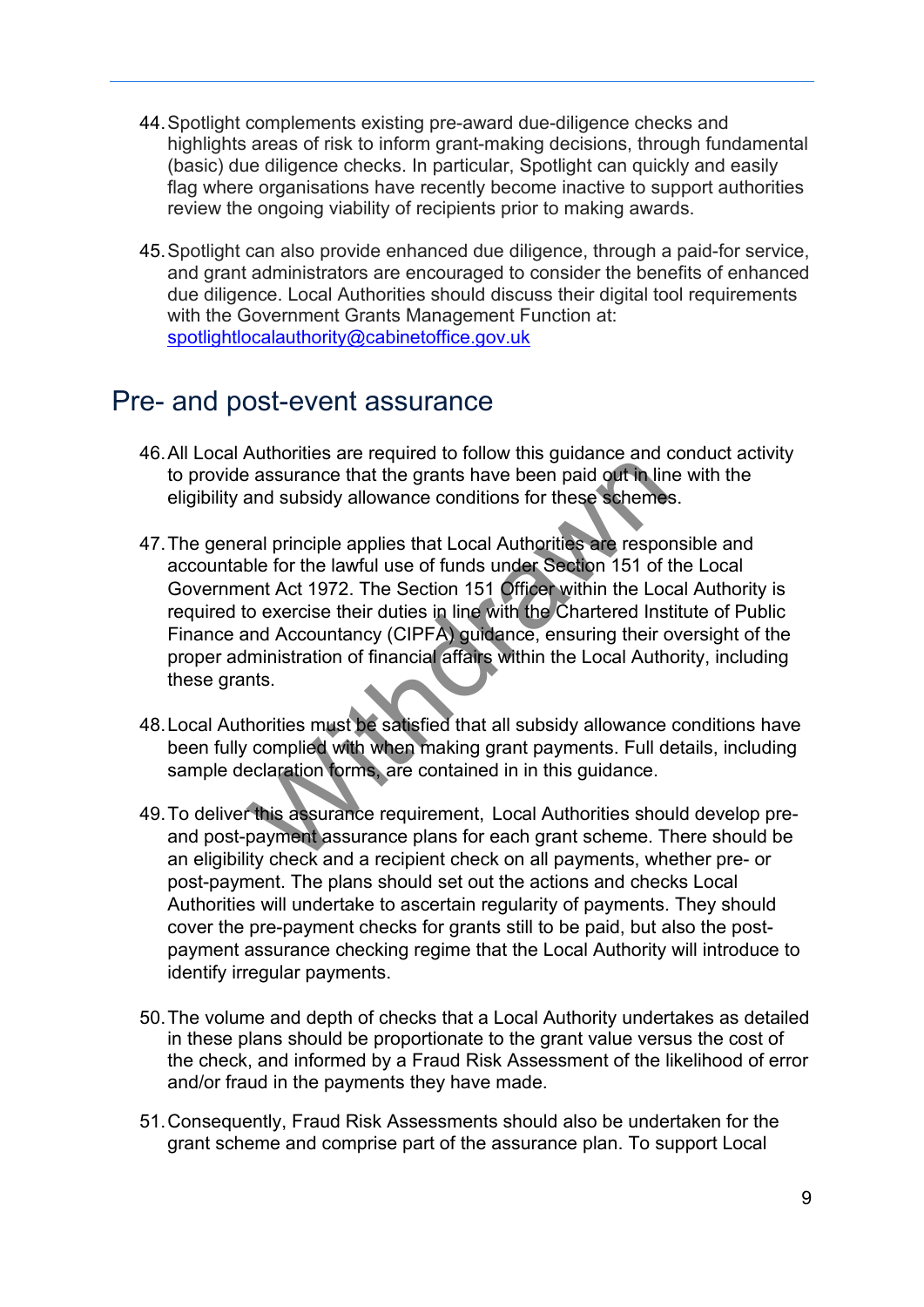44. Spotlight complements existing pre-award due-diligence checks and highlights areas of risk to inform grant-making decisions, through fundamental (basic) due diligence checks. In particular, Spotlight can quickly and easily flag where organisations have recently become inactive to support authorities review the ongoing viability of recipients prior to making awards.

45. Spotlight can also provide enhanced due diligence, through a paid-for service, and grant administrators are encouraged to consider the benefits of enhanced due diligence. Local Authorities should discuss their digital tool requirements with the Government Grants Management Function at: spotlightlocalauthority@cabinetoffice.gov.uk

## Pre- and post-event assurance

46. All Local Authorities are required to follow this guidance and conduct activity to provide assurance that the grants have been paid out in line with the eligibility and subsidy allowance conditions for these schemes.

47. The general principle applies that Local Authorities are responsible and accountable for the lawful use of funds under Section 151 of the Local Government Act 1972. The Section 151 Officer within the Local Authority is required to exercise their duties in line with the Chartered Institute of Public Finance and Accountancy (CIPFA) guidance, ensuring their oversight of the proper administration of financial affairs within the Local Authority, including these grants.

48. Local Authorities must be satisfied that all subsidy allowance conditions have been fully complied with when making grant payments. Full details, including sample declaration forms, are contained in in this guidance.

49. To deliver this assurance requirement, Local Authorities should develop pre- and post-payment assurance plans for each grant scheme. There should be an eligibility check and a recipient check on all payments, whether pre- or post-payment. The plans should set out the actions and checks Local Authorities will undertake to ascertain regularity of payments. They should cover the pre-payment checks for grants still to be paid, but also the post-payment assurance checking regime that the Local Authority will introduce to identify irregular payments.

50. The volume and depth of checks that a Local Authority undertakes as detailed in these plans should be proportionate to the grant value versus the cost of the check, and informed by a Fraud Risk Assessment of the likelihood of error and/or fraud in the payments they have made.

51. Consequently, Fraud Risk Assessments should also be undertaken for the grant scheme and comprise part of the assurance plan. To support Local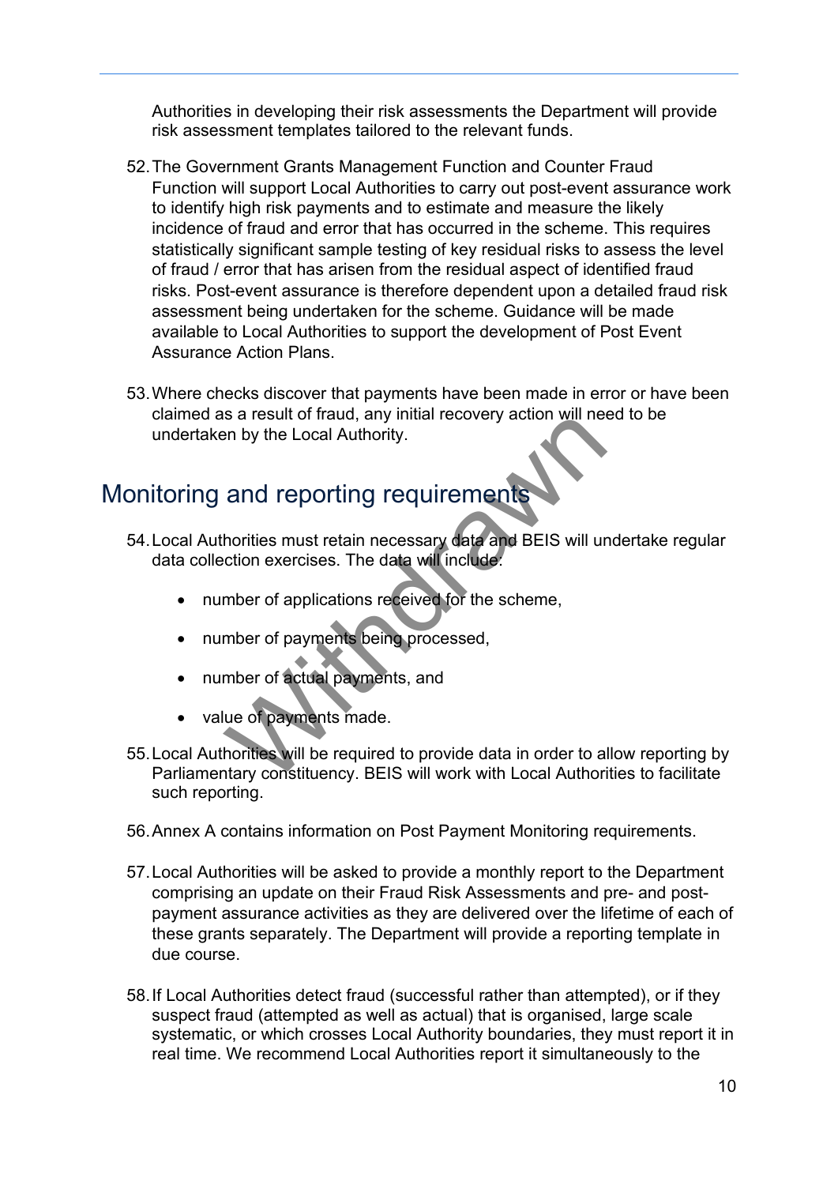Authorities in developing their risk assessments the Department will provide risk assessment templates tailored to the relevant funds.

52. The Government Grants Management Function and Counter Fraud Function will support Local Authorities to carry out post-event assurance work to identify high risk payments and to estimate and measure the likely incidence of fraud and error that has occurred in the scheme. This requires statistically significant sample testing of key residual risks to assess the level of fraud / error that has arisen from the residual aspect of identified fraud risks. Post-event assurance is therefore dependent upon a detailed fraud risk assessment being undertaken for the scheme. Guidance will be made available to Local Authorities to support the development of Post Event Assurance Action Plans.

53. Where checks discover that payments have been made in error or have been claimed as a result of fraud, any initial recovery action will need to be undertaken by the Local Authority.

## Monitoring and reporting requirements

54. Local Authorities must retain necessary data and BEIS will undertake regular data collection exercises. The data will include:

    - number of applications received for the scheme,
    - number of payments being processed,
    - number of actual payments, and
    - value of payments made.

55. Local Authorities will be required to provide data in order to allow reporting by Parliamentary constituency. BEIS will work with Local Authorities to facilitate such reporting.

56. Annex A contains information on Post Payment Monitoring requirements.

57. Local Authorities will be asked to provide a monthly report to the Department comprising an update on their Fraud Risk Assessments and pre- and post-payment assurance activities as they are delivered over the lifetime of each of these grants separately. The Department will provide a reporting template in due course.

58. If Local Authorities detect fraud (successful rather than attempted), or if they suspect fraud (attempted as well as actual) that is organised, large scale systematic, or which crosses Local Authority boundaries, they must report it in real time. We recommend Local Authorities report it simultaneously to the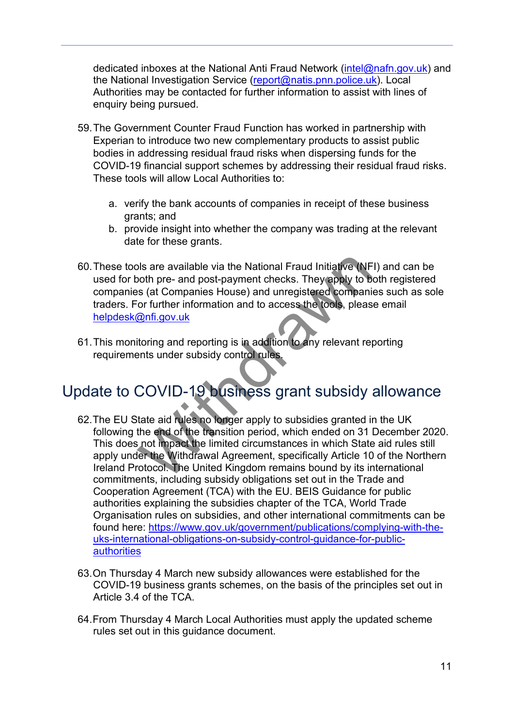dedicated inboxes at the National Anti Fraud Network (intel@nafn.gov.uk) and the National Investigation Service (report@natis.pnn.police.uk). Local Authorities may be contacted for further information to assist with lines of enquiry being pursued.

59. The Government Counter Fraud Function has worked in partnership with Experian to introduce two new complementary products to assist public bodies in addressing residual fraud risks when dispersing funds for the COVID-19 financial support schemes by addressing their residual fraud risks. These tools will allow Local Authorities to:

    a. verify the bank accounts of companies in receipt of these business grants; and
    b. provide insight into whether the company was trading at the relevant date for these grants.

60. These tools are available via the National Fraud Initiative (NFI) and can be used for both pre- and post-payment checks. They apply to both registered companies (at Companies House) and unregistered companies such as sole traders. For further information and to access the tools, please email helpdesk@nfi.gov.uk

61. This monitoring and reporting is in addition to any relevant reporting requirements under subsidy control rules.

## Update to COVID-19 business grant subsidy allowance

62. The EU State aid rules no longer apply to subsidies granted in the UK following the end of the transition period, which ended on 31 December 2020. This does not impact the limited circumstances in which State aid rules still apply under the Withdrawal Agreement, specifically Article 10 of the Northern Ireland Protocol. The United Kingdom remains bound by its international commitments, including subsidy obligations set out in the Trade and Cooperation Agreement (TCA) with the EU. BEIS Guidance for public authorities explaining the subsidies chapter of the TCA, World Trade Organisation rules on subsidies, and other international commitments can be found here: https://www.gov.uk/government/publications/complying-with-the-uks-international-obligations-on-subsidy-control-guidance-for-public-authorities

63. On Thursday 4 March new subsidy allowances were established for the COVID-19 business grants schemes, on the basis of the principles set out in Article 3.4 of the TCA.

64. From Thursday 4 March Local Authorities must apply the updated scheme rules set out in this guidance document.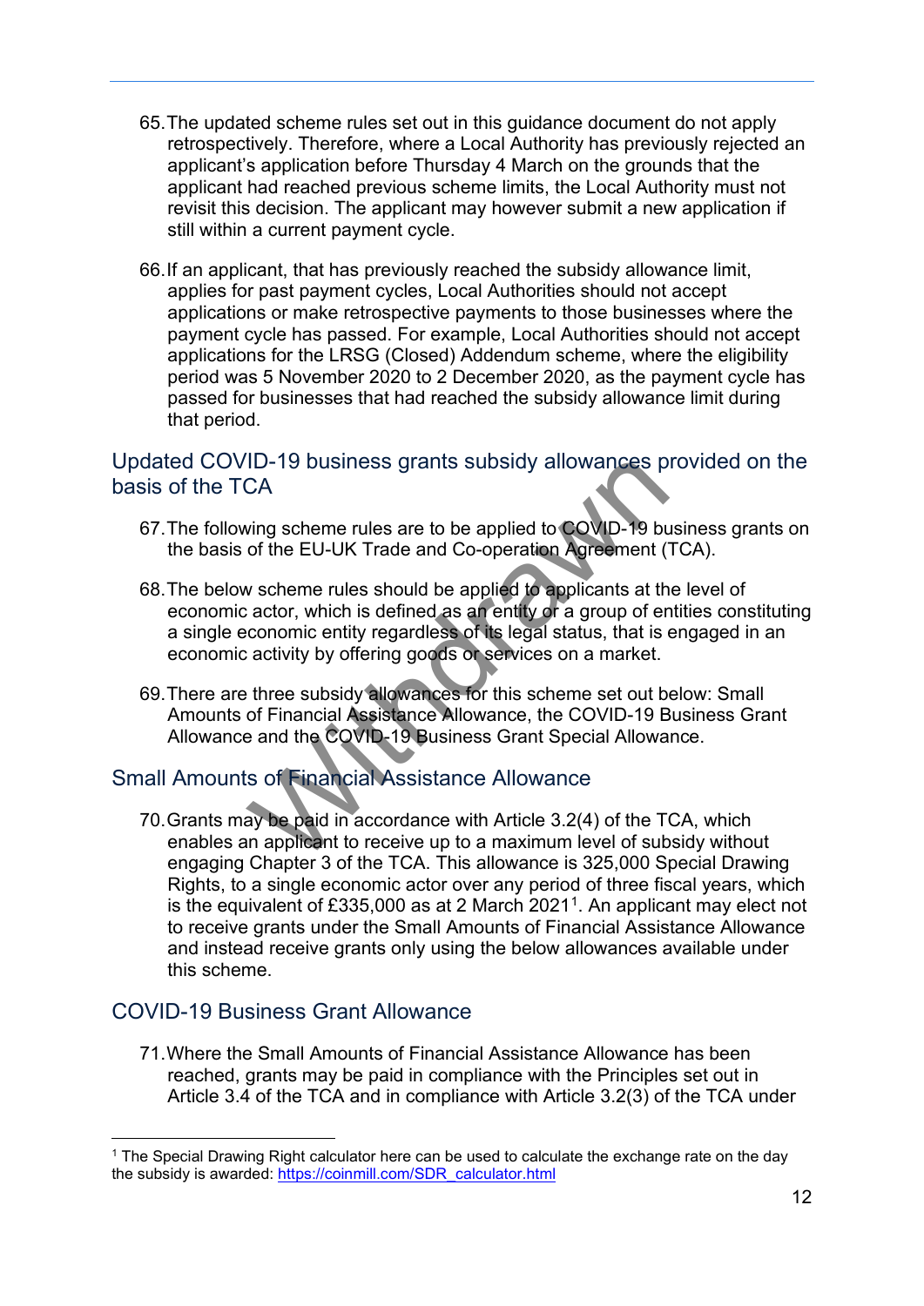65. The updated scheme rules set out in this guidance document do not apply retrospectively. Therefore, where a Local Authority has previously rejected an applicant's application before Thursday 4 March on the grounds that the applicant had reached previous scheme limits, the Local Authority must not revisit this decision. The applicant may however submit a new application if still within a current payment cycle.

66. If an applicant, that has previously reached the subsidy allowance limit, applies for past payment cycles, Local Authorities should not accept applications or make retrospective payments to those businesses where the payment cycle has passed. For example, Local Authorities should not accept applications for the LRSG (Closed) Addendum scheme, where the eligibility period was 5 November 2020 to 2 December 2020, as the payment cycle has passed for businesses that had reached the subsidy allowance limit during that period.

## Updated COVID-19 business grants subsidy allowances provided on the basis of the TCA

67. The following scheme rules are to be applied to COVID-19 business grants on the basis of the EU-UK Trade and Co-operation Agreement (TCA).

68. The below scheme rules should be applied to applicants at the level of economic actor, which is defined as an entity or a group of entities constituting a single economic entity regardless of its legal status, that is engaged in an economic activity by offering goods or services on a market.

69. There are three subsidy allowances for this scheme set out below: Small Amounts of Financial Assistance Allowance, the COVID-19 Business Grant Allowance and the COVID-19 Business Grant Special Allowance.

## Small Amounts of Financial Assistance Allowance

70. Grants may be paid in accordance with Article 3.2(4) of the TCA, which enables an applicant to receive up to a maximum level of subsidy without engaging Chapter 3 of the TCA. This allowance is 325,000 Special Drawing Rights, to a single economic actor over any period of three fiscal years, which is the equivalent of £335,000 as at 2 March 2021[1]. An applicant may elect not to receive grants under the Small Amounts of Financial Assistance Allowance and instead receive grants only using the below allowances available under this scheme.

## COVID-19 Business Grant Allowance

71. Where the Small Amounts of Financial Assistance Allowance has been reached, grants may be paid in compliance with the Principles set out in Article 3.4 of the TCA and in compliance with Article 3.2(3) of the TCA under

[1] The Special Drawing Right calculator here can be used to calculate the exchange rate on the day the subsidy is awarded: https://coinmill.com/SDR_calculator.html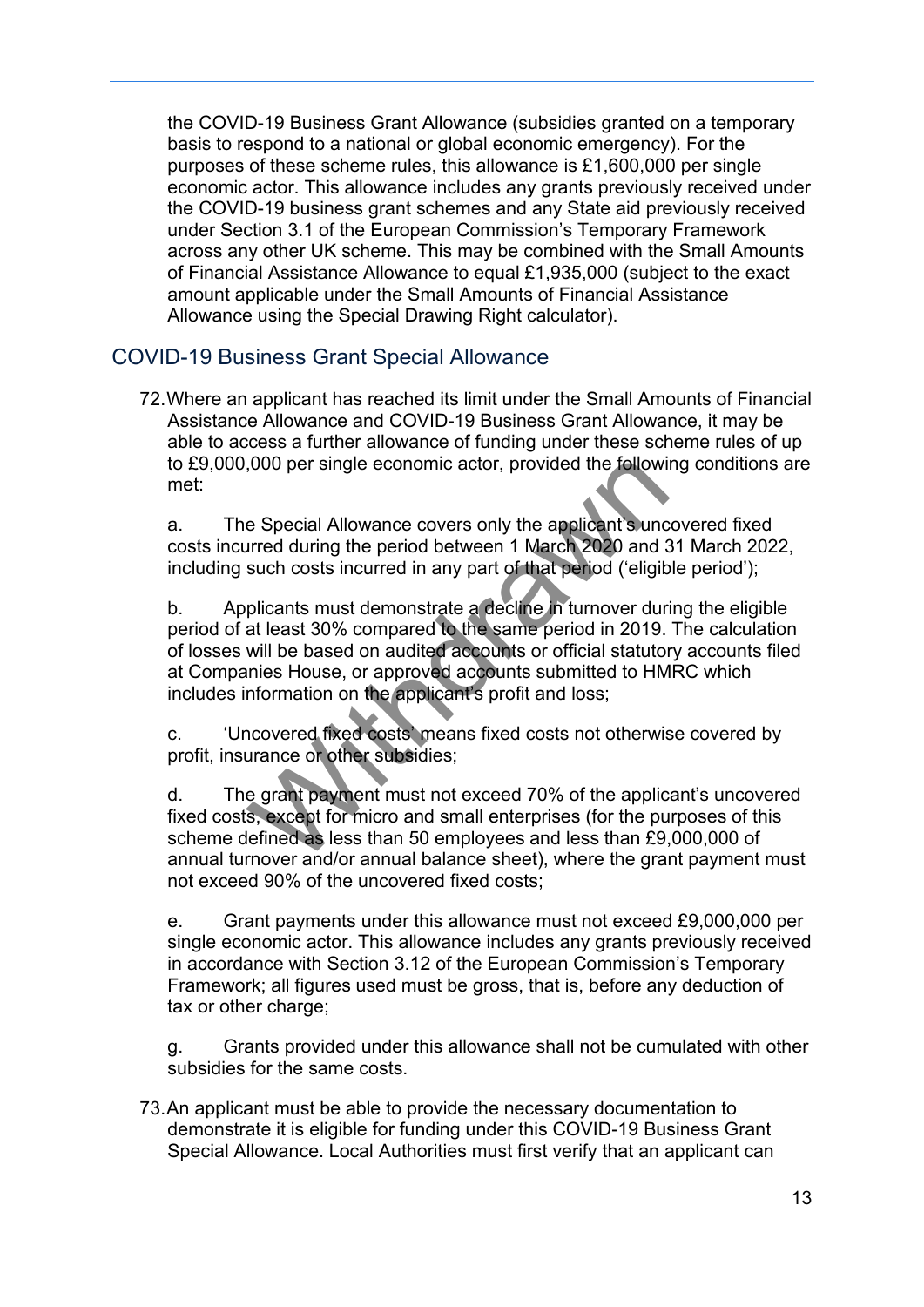the COVID-19 Business Grant Allowance (subsidies granted on a temporary basis to respond to a national or global economic emergency). For the purposes of these scheme rules, this allowance is £1,600,000 per single economic actor. This allowance includes any grants previously received under the COVID-19 business grant schemes and any State aid previously received under Section 3.1 of the European Commission's Temporary Framework across any other UK scheme. This may be combined with the Small Amounts of Financial Assistance Allowance to equal £1,935,000 (subject to the exact amount applicable under the Small Amounts of Financial Assistance Allowance using the Special Drawing Right calculator).

## COVID-19 Business Grant Special Allowance

72. Where an applicant has reached its limit under the Small Amounts of Financial Assistance Allowance and COVID-19 Business Grant Allowance, it may be able to access a further allowance of funding under these scheme rules of up to £9,000,000 per single economic actor, provided the following conditions are met:

    a. The Special Allowance covers only the applicant's uncovered fixed costs incurred during the period between 1 March 2020 and 31 March 2022, including such costs incurred in any part of that period ('eligible period');

    b. Applicants must demonstrate a decline in turnover during the eligible period of at least 30% compared to the same period in 2019. The calculation of losses will be based on audited accounts or official statutory accounts filed at Companies House, or approved accounts submitted to HMRC which includes information on the applicant's profit and loss;

    c. 'Uncovered fixed costs' means fixed costs not otherwise covered by profit, insurance or other subsidies;

    d. The grant payment must not exceed 70% of the applicant's uncovered fixed costs, except for micro and small enterprises (for the purposes of this scheme defined as less than 50 employees and less than £9,000,000 of annual turnover and/or annual balance sheet), where the grant payment must not exceed 90% of the uncovered fixed costs;

    e. Grant payments under this allowance must not exceed £9,000,000 per single economic actor. This allowance includes any grants previously received in accordance with Section 3.12 of the European Commission's Temporary Framework; all figures used must be gross, that is, before any deduction of tax or other charge;

    g. Grants provided under this allowance shall not be cumulated with other subsidies for the same costs.

73. An applicant must be able to provide the necessary documentation to demonstrate it is eligible for funding under this COVID-19 Business Grant Special Allowance. Local Authorities must first verify that an applicant can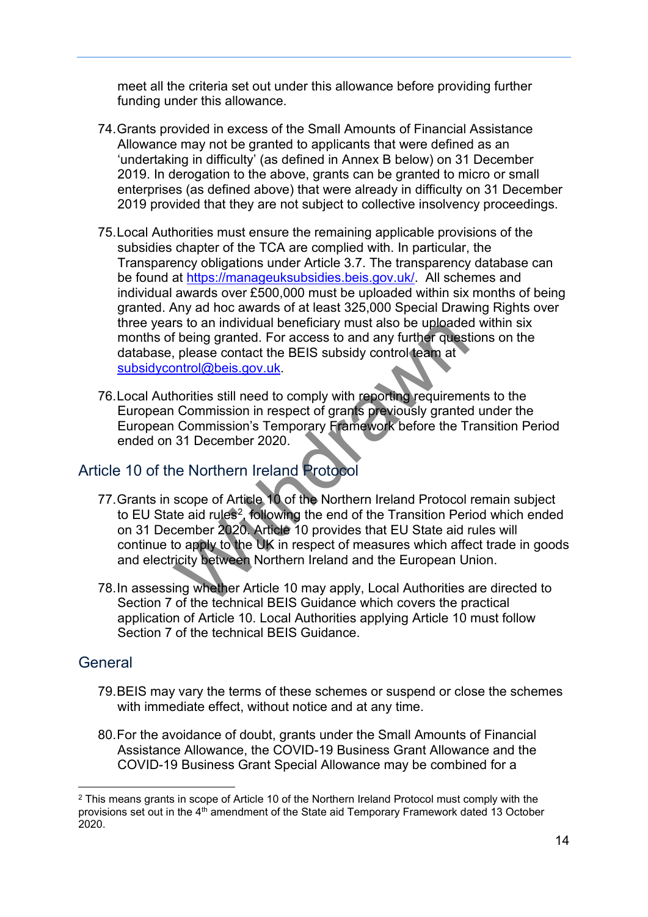meet all the criteria set out under this allowance before providing further funding under this allowance.

74. Grants provided in excess of the Small Amounts of Financial Assistance Allowance may not be granted to applicants that were defined as an 'undertaking in difficulty' (as defined in Annex B below) on 31 December 2019. In derogation to the above, grants can be granted to micro or small enterprises (as defined above) that were already in difficulty on 31 December 2019 provided that they are not subject to collective insolvency proceedings.

75. Local Authorities must ensure the remaining applicable provisions of the subsidies chapter of the TCA are complied with. In particular, the Transparency obligations under Article 3.7. The transparency database can be found at https://manageuksubsidies.beis.gov.uk/. All schemes and individual awards over £500,000 must be uploaded within six months of being granted. Any ad hoc awards of at least 325,000 Special Drawing Rights over three years to an individual beneficiary must also be uploaded within six months of being granted. For access to and any further questions on the database, please contact the BEIS subsidy control team at subsidycontrol@beis.gov.uk.

76. Local Authorities still need to comply with reporting requirements to the European Commission in respect of grants previously granted under the European Commission's Temporary Framework before the Transition Period ended on 31 December 2020.

## Article 10 of the Northern Ireland Protocol

77. Grants in scope of Article 10 of the Northern Ireland Protocol remain subject to EU State aid rules[2], following the end of the Transition Period which ended on 31 December 2020. Article 10 provides that EU State aid rules will continue to apply to the UK in respect of measures which affect trade in goods and electricity between Northern Ireland and the European Union.

78. In assessing whether Article 10 may apply, Local Authorities are directed to Section 7 of the technical BEIS Guidance which covers the practical application of Article 10. Local Authorities applying Article 10 must follow Section 7 of the technical BEIS Guidance.

## General

79. BEIS may vary the terms of these schemes or suspend or close the schemes with immediate effect, without notice and at any time.

80. For the avoidance of doubt, grants under the Small Amounts of Financial Assistance Allowance, the COVID-19 Business Grant Allowance and the COVID-19 Business Grant Special Allowance may be combined for a

---

[2] This means grants in scope of Article 10 of the Northern Ireland Protocol must comply with the provisions set out in the 4th amendment of the State aid Temporary Framework dated 13 October 2020.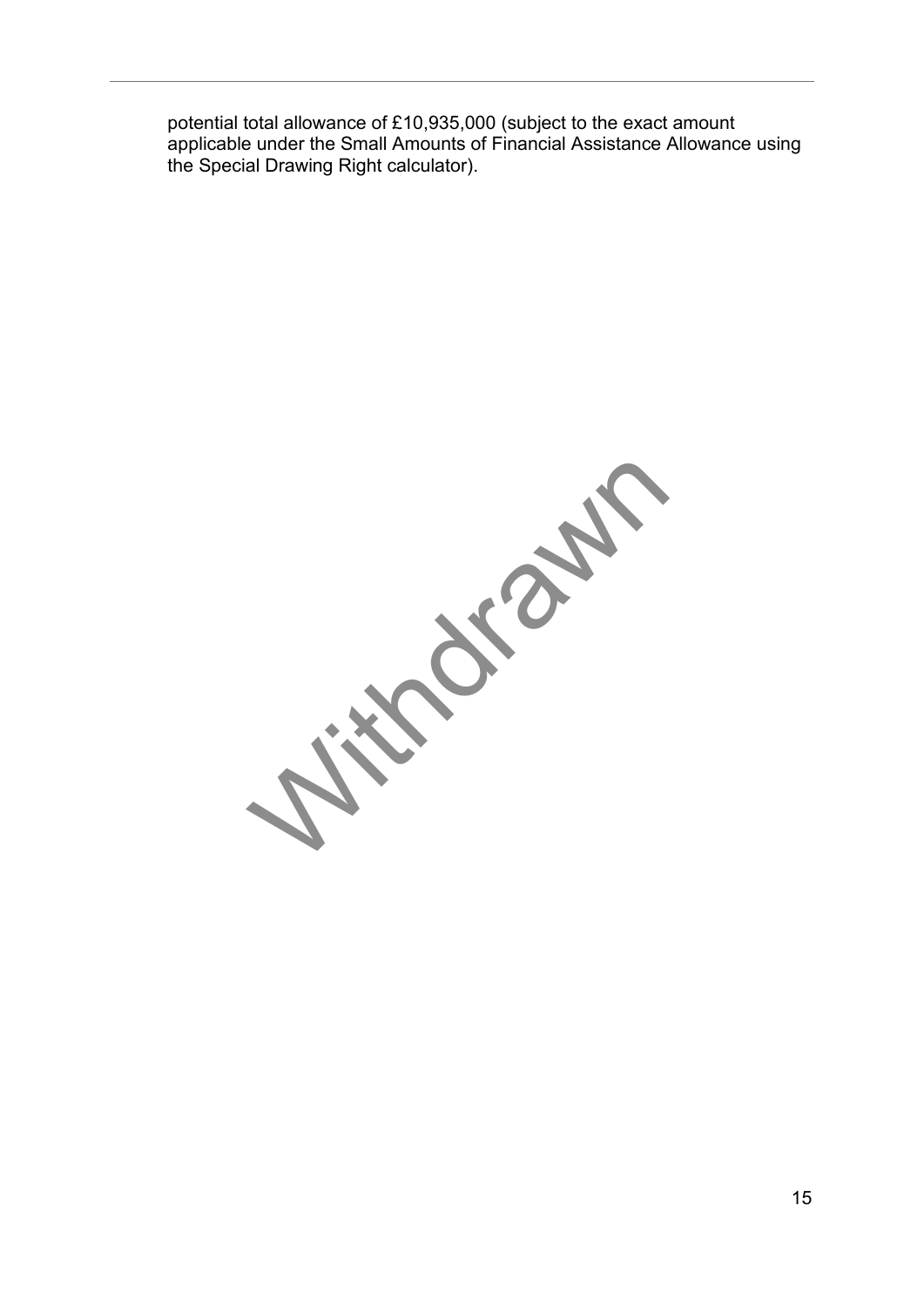potential total allowance of £10,935,000 (subject to the exact amount applicable under the Small Amounts of Financial Assistance Allowance using the Special Drawing Right calculator).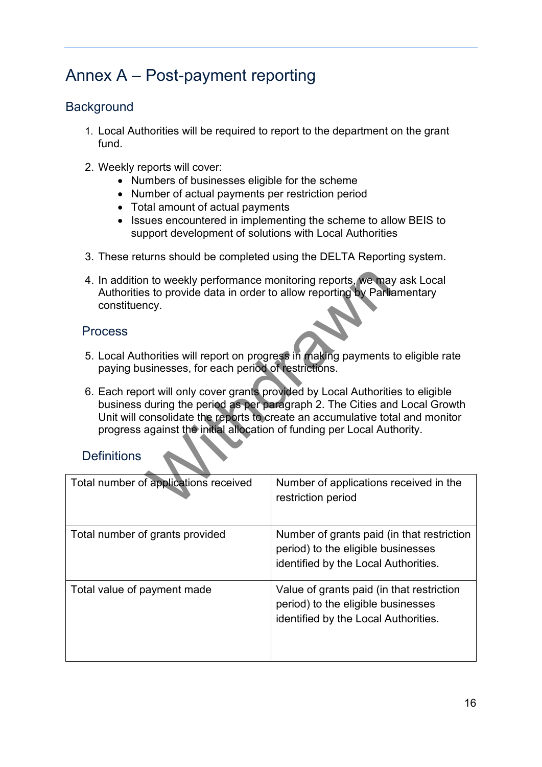# Annex A – Post-payment reporting

## Background

1. Local Authorities will be required to report to the department on the grant fund.

2. Weekly reports will cover:
   - Numbers of businesses eligible for the scheme
   - Number of actual payments per restriction period
   - Total amount of actual payments
   - Issues encountered in implementing the scheme to allow BEIS to support development of solutions with Local Authorities

3. These returns should be completed using the DELTA Reporting system.

4. In addition to weekly performance monitoring reports, we may ask Local Authorities to provide data in order to allow reporting by Parliamentary constituency.

## Process

5. Local Authorities will report on progress in making payments to eligible rate paying businesses, for each period of restrictions.

6. Each report will only cover grants provided by Local Authorities to eligible business during the period as per paragraph 2. The Cities and Local Growth Unit will consolidate the reports to create an accumulative total and monitor progress against the initial allocation of funding per Local Authority.

## Definitions

| | |
|---|---|
| Total number of applications received | Number of applications received in the restriction period |
| Total number of grants provided | Number of grants paid (in that restriction period) to the eligible businesses identified by the Local Authorities. |
| Total value of payment made | Value of grants paid (in that restriction period) to the eligible businesses identified by the Local Authorities. |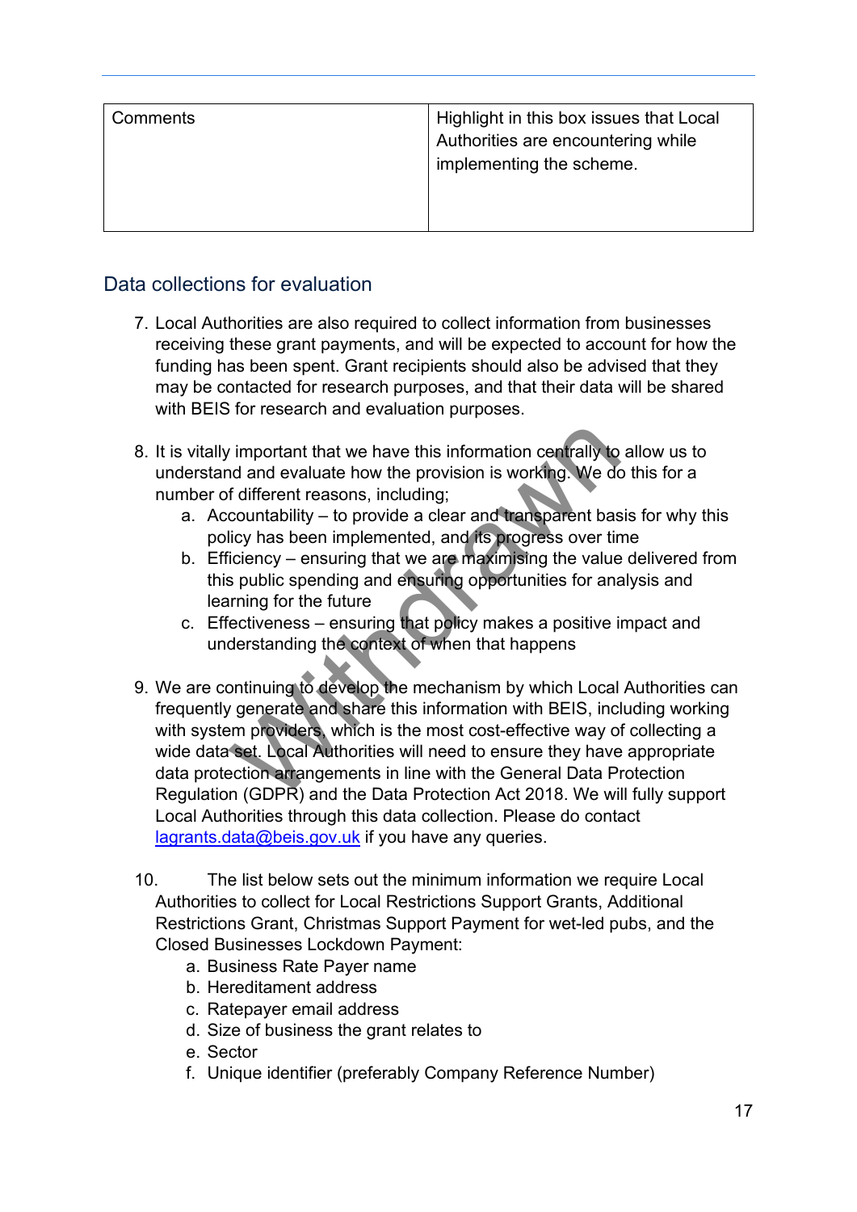| Comments | Highlight in this box issues that Local Authorities are encountering while implementing the scheme. |
|---|---|

## Data collections for evaluation

7. Local Authorities are also required to collect information from businesses receiving these grant payments, and will be expected to account for how the funding has been spent. Grant recipients should also be advised that they may be contacted for research purposes, and that their data will be shared with BEIS for research and evaluation purposes.

8. It is vitally important that we have this information centrally to allow us to understand and evaluate how the provision is working. We do this for a number of different reasons, including;
    a. Accountability – to provide a clear and transparent basis for why this policy has been implemented, and its progress over time
    b. Efficiency – ensuring that we are maximising the value delivered from this public spending and ensuring opportunities for analysis and learning for the future
    c. Effectiveness – ensuring that policy makes a positive impact and understanding the context of when that happens

9. We are continuing to develop the mechanism by which Local Authorities can frequently generate and share this information with BEIS, including working with system providers, which is the most cost-effective way of collecting a wide data set. Local Authorities will need to ensure they have appropriate data protection arrangements in line with the General Data Protection Regulation (GDPR) and the Data Protection Act 2018. We will fully support Local Authorities through this data collection. Please do contact lagrants.data@beis.gov.uk if you have any queries.

10. The list below sets out the minimum information we require Local Authorities to collect for Local Restrictions Support Grants, Additional Restrictions Grant, Christmas Support Payment for wet-led pubs, and the Closed Businesses Lockdown Payment:
    a. Business Rate Payer name
    b. Hereditament address
    c. Ratepayer email address
    d. Size of business the grant relates to
    e. Sector
    f. Unique identifier (preferably Company Reference Number)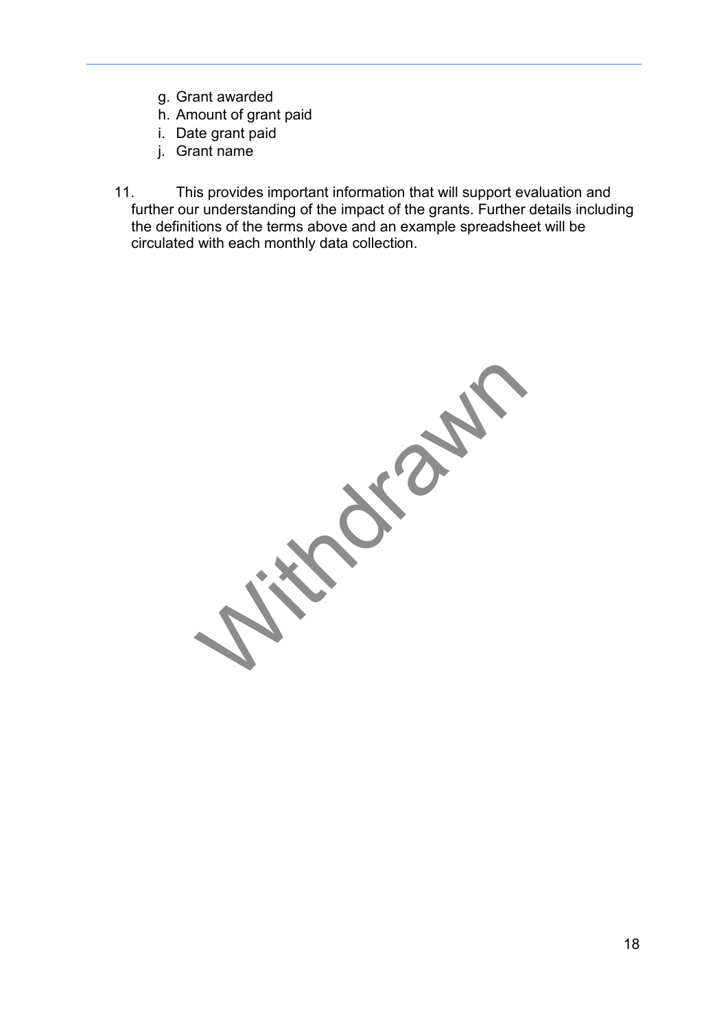g. Grant awarded
h. Amount of grant paid
i. Date grant paid
j. Grant name

11. This provides important information that will support evaluation and further our understanding of the impact of the grants. Further details including the definitions of the terms above and an example spreadsheet will be circulated with each monthly data collection.

Withdrawn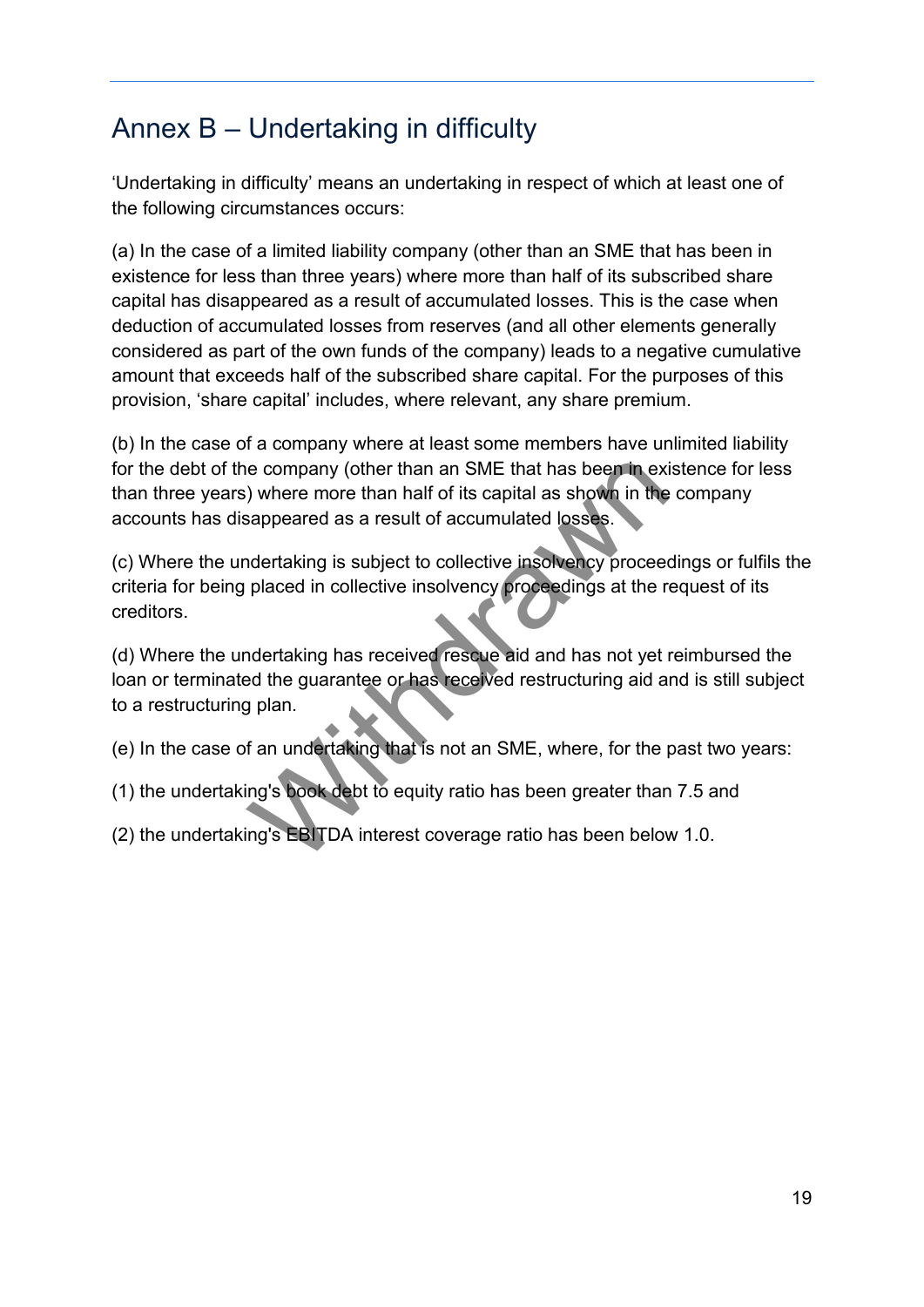# Annex B – Undertaking in difficulty

'Undertaking in difficulty' means an undertaking in respect of which at least one of the following circumstances occurs:

(a) In the case of a limited liability company (other than an SME that has been in existence for less than three years) where more than half of its subscribed share capital has disappeared as a result of accumulated losses. This is the case when deduction of accumulated losses from reserves (and all other elements generally considered as part of the own funds of the company) leads to a negative cumulative amount that exceeds half of the subscribed share capital. For the purposes of this provision, 'share capital' includes, where relevant, any share premium.

(b) In the case of a company where at least some members have unlimited liability for the debt of the company (other than an SME that has been in existence for less than three years) where more than half of its capital as shown in the company accounts has disappeared as a result of accumulated losses.

(c) Where the undertaking is subject to collective insolvency proceedings or fulfils the criteria for being placed in collective insolvency proceedings at the request of its creditors.

(d) Where the undertaking has received rescue aid and has not yet reimbursed the loan or terminated the guarantee or has received restructuring aid and is still subject to a restructuring plan.

(e) In the case of an undertaking that is not an SME, where, for the past two years:

(1) the undertaking's book debt to equity ratio has been greater than 7.5 and

(2) the undertaking's EBITDA interest coverage ratio has been below 1.0.